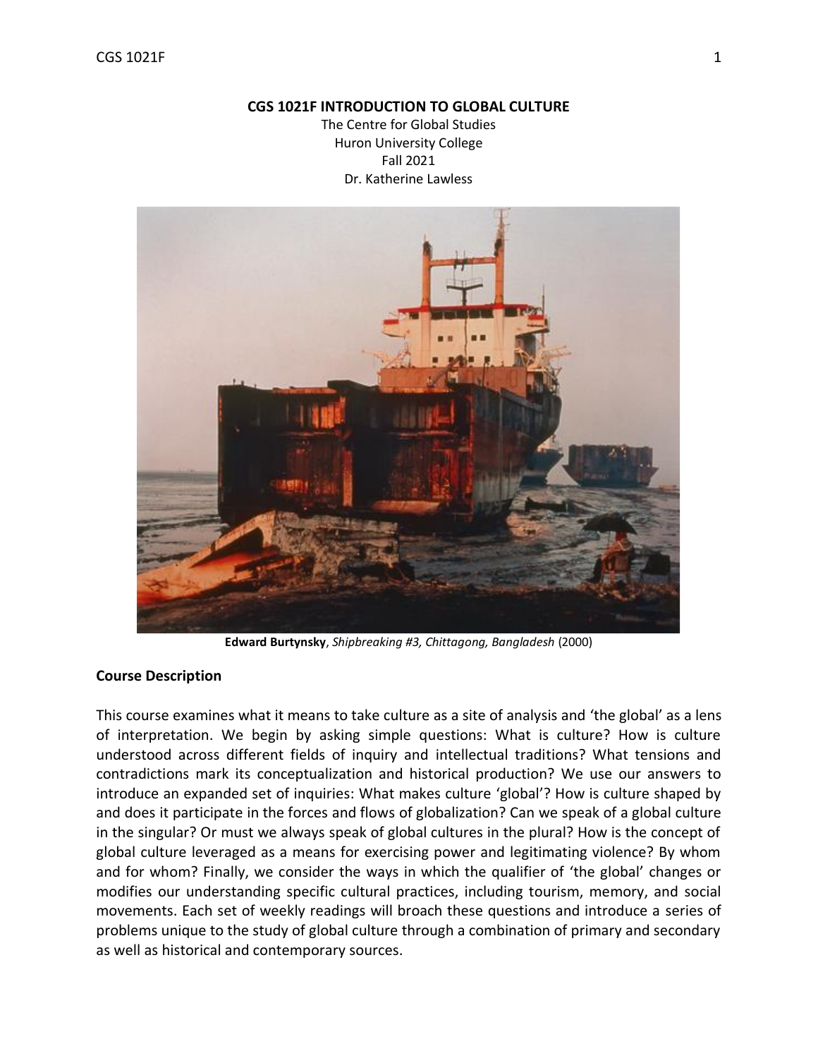**CGS 1021F INTRODUCTION TO GLOBAL CULTURE**

The Centre for Global Studies
Huron University College
Fall 2021
Dr. Katherine Lawless

**Edward Burtynsky**, *Shipbreaking #3, Chittagong, Bangladesh* (2000)

## Course Description

This course examines what it means to take culture as a site of analysis and 'the global' as a lens of interpretation. We begin by asking simple questions: What is culture? How is culture understood across different fields of inquiry and intellectual traditions? What tensions and contradictions mark its conceptualization and historical production? We use our answers to introduce an expanded set of inquiries: What makes culture 'global'? How is culture shaped by and does it participate in the forces and flows of globalization? Can we speak of a global culture in the singular? Or must we always speak of global cultures in the plural? How is the concept of global culture leveraged as a means for exercising power and legitimating violence? By whom and for whom? Finally, we consider the ways in which the qualifier of 'the global' changes or modifies our understanding specific cultural practices, including tourism, memory, and social movements. Each set of weekly readings will broach these questions and introduce a series of problems unique to the study of global culture through a combination of primary and secondary as well as historical and contemporary sources.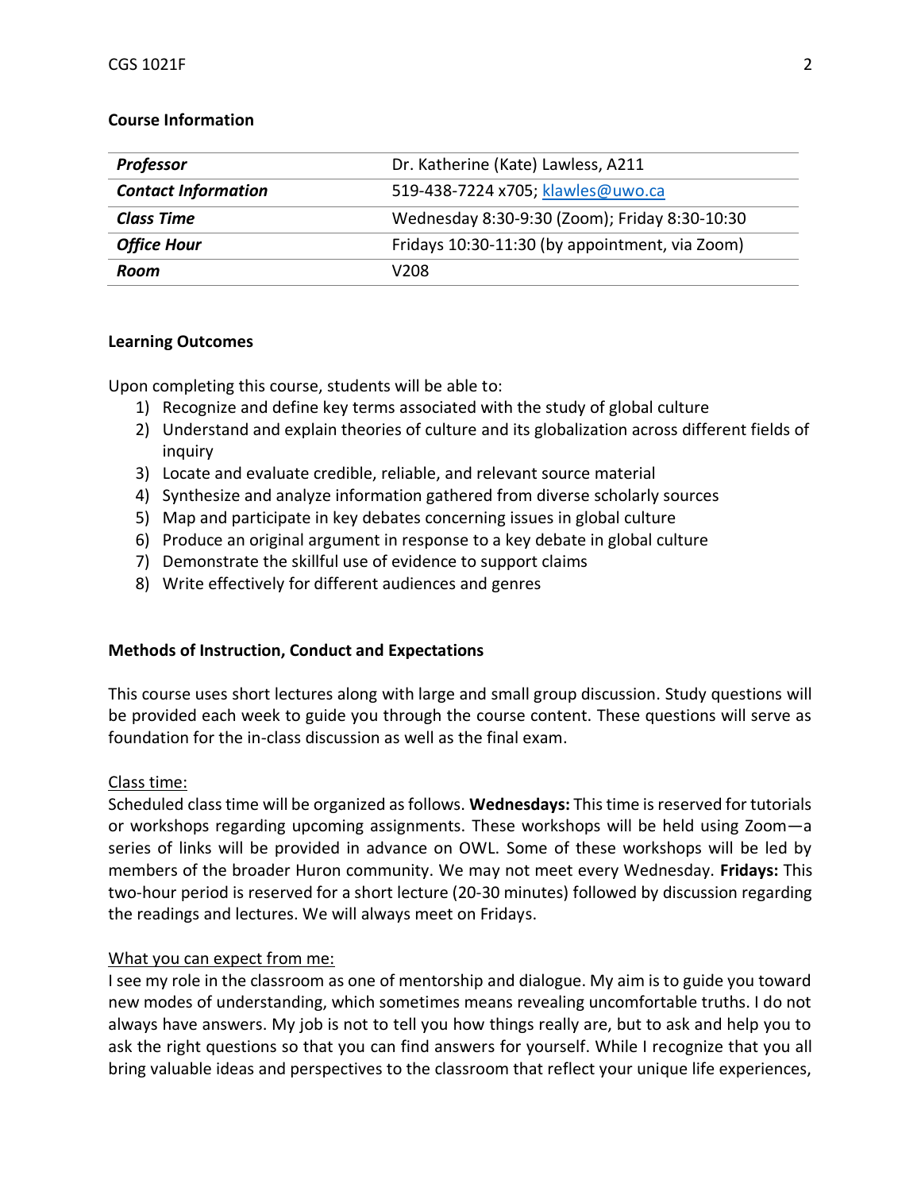## Course Information

| *Professor* | Dr. Katherine (Kate) Lawless, A211 |
|---|---|
| ***Contact Information*** | 519-438-7224 x705; klawles@uwo.ca |
| ***Class Time*** | Wednesday 8:30-9:30 (Zoom); Friday 8:30-10:30 |
| ***Office Hour*** | Fridays 10:30-11:30 (by appointment, via Zoom) |
| ***Room*** | V208 |

## Learning Outcomes

Upon completing this course, students will be able to:

1) Recognize and define key terms associated with the study of global culture
2) Understand and explain theories of culture and its globalization across different fields of inquiry
3) Locate and evaluate credible, reliable, and relevant source material
4) Synthesize and analyze information gathered from diverse scholarly sources
5) Map and participate in key debates concerning issues in global culture
6) Produce an original argument in response to a key debate in global culture
7) Demonstrate the skillful use of evidence to support claims
8) Write effectively for different audiences and genres

## Methods of Instruction, Conduct and Expectations

This course uses short lectures along with large and small group discussion. Study questions will be provided each week to guide you through the course content. These questions will serve as foundation for the in-class discussion as well as the final exam.

Class time:

Scheduled class time will be organized as follows. **Wednesdays:** This time is reserved for tutorials or workshops regarding upcoming assignments. These workshops will be held using Zoom—a series of links will be provided in advance on OWL. Some of these workshops will be led by members of the broader Huron community. We may not meet every Wednesday. **Fridays:** This two-hour period is reserved for a short lecture (20-30 minutes) followed by discussion regarding the readings and lectures. We will always meet on Fridays.

What you can expect from me:

I see my role in the classroom as one of mentorship and dialogue. My aim is to guide you toward new modes of understanding, which sometimes means revealing uncomfortable truths. I do not always have answers. My job is not to tell you how things really are, but to ask and help you to ask the right questions so that you can find answers for yourself. While I recognize that you all bring valuable ideas and perspectives to the classroom that reflect your unique life experiences,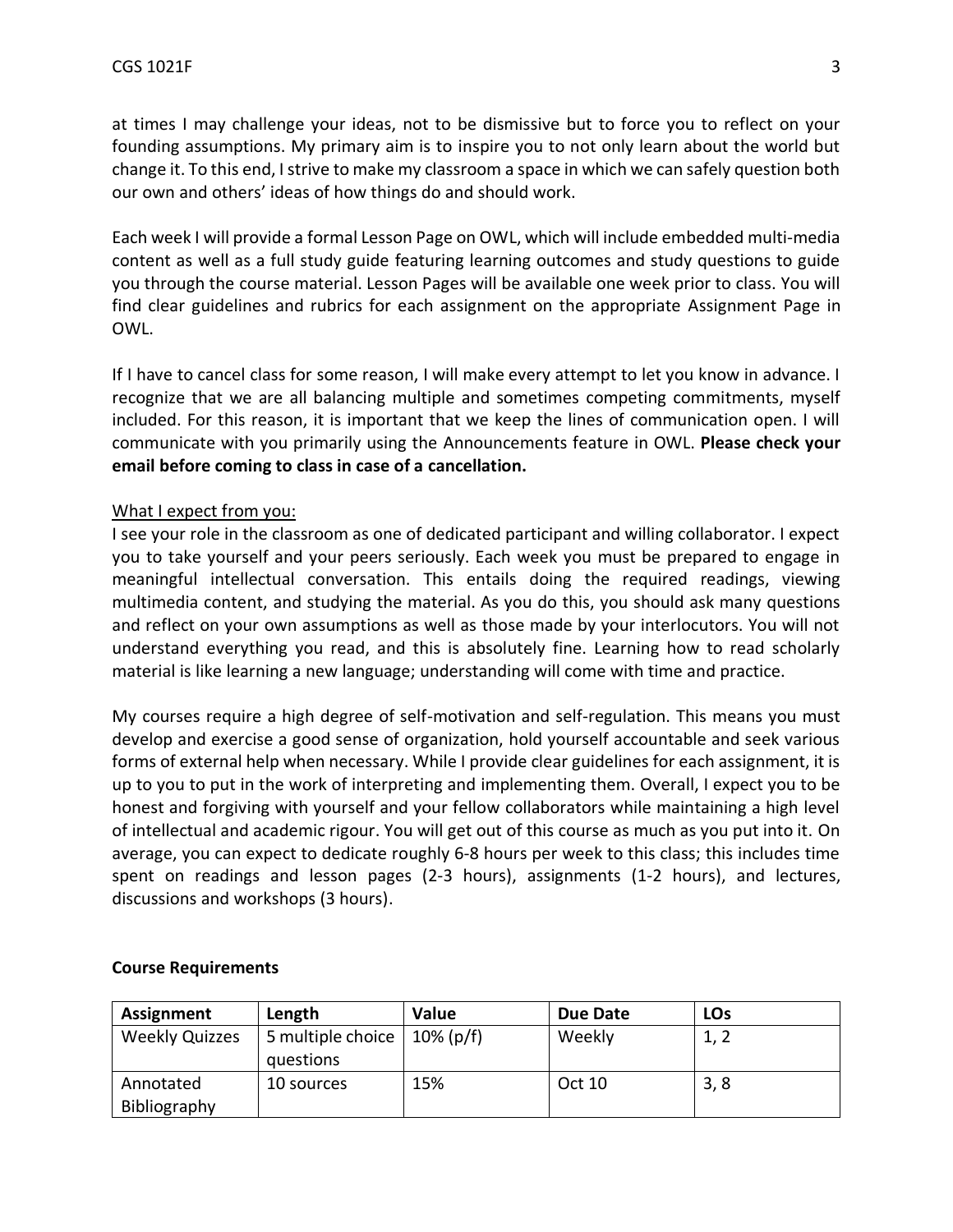at times I may challenge your ideas, not to be dismissive but to force you to reflect on your founding assumptions. My primary aim is to inspire you to not only learn about the world but change it. To this end, I strive to make my classroom a space in which we can safely question both our own and others' ideas of how things do and should work.

Each week I will provide a formal Lesson Page on OWL, which will include embedded multi-media content as well as a full study guide featuring learning outcomes and study questions to guide you through the course material. Lesson Pages will be available one week prior to class. You will find clear guidelines and rubrics for each assignment on the appropriate Assignment Page in OWL.

If I have to cancel class for some reason, I will make every attempt to let you know in advance. I recognize that we are all balancing multiple and sometimes competing commitments, myself included. For this reason, it is important that we keep the lines of communication open. I will communicate with you primarily using the Announcements feature in OWL. **Please check your email before coming to class in case of a cancellation.**

<u>What I expect from you:</u>

I see your role in the classroom as one of dedicated participant and willing collaborator. I expect you to take yourself and your peers seriously. Each week you must be prepared to engage in meaningful intellectual conversation. This entails doing the required readings, viewing multimedia content, and studying the material. As you do this, you should ask many questions and reflect on your own assumptions as well as those made by your interlocutors. You will not understand everything you read, and this is absolutely fine. Learning how to read scholarly material is like learning a new language; understanding will come with time and practice.

My courses require a high degree of self-motivation and self-regulation. This means you must develop and exercise a good sense of organization, hold yourself accountable and seek various forms of external help when necessary. While I provide clear guidelines for each assignment, it is up to you to put in the work of interpreting and implementing them. Overall, I expect you to be honest and forgiving with yourself and your fellow collaborators while maintaining a high level of intellectual and academic rigour. You will get out of this course as much as you put into it. On average, you can expect to dedicate roughly 6-8 hours per week to this class; this includes time spent on readings and lesson pages (2-3 hours), assignments (1-2 hours), and lectures, discussions and workshops (3 hours).

**Course Requirements**

| Assignment | Length | Value | Due Date | LOs |
|---|---|---|---|---|
| Weekly Quizzes | 5 multiple choice questions | 10% (p/f) | Weekly | 1, 2 |
| Annotated Bibliography | 10 sources | 15% | Oct 10 | 3, 8 |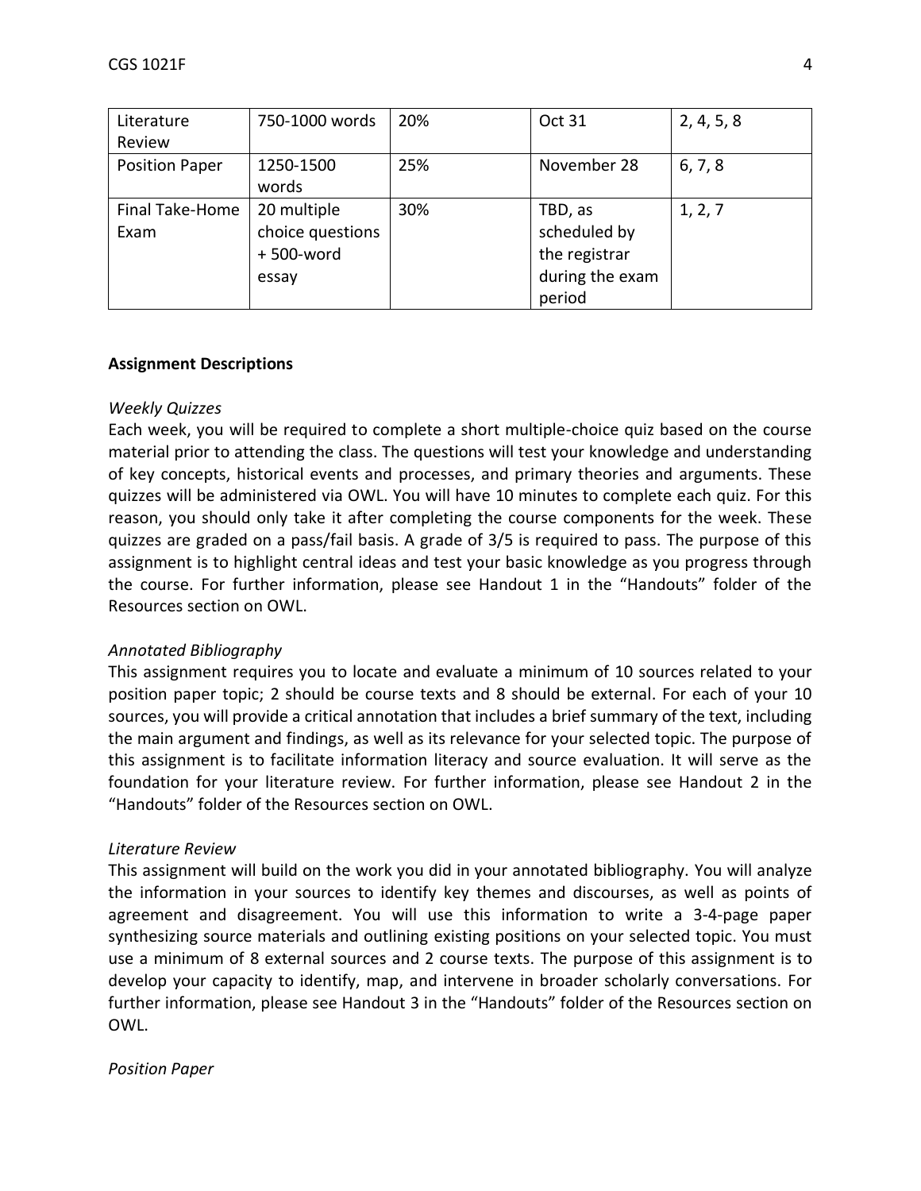| Literature Review | 750-1000 words | 20% | Oct 31 | 2, 4, 5, 8 |
|---|---|---|---|---|
| Position Paper | 1250-1500 words | 25% | November 28 | 6, 7, 8 |
| Final Take-Home Exam | 20 multiple choice questions + 500-word essay | 30% | TBD, as scheduled by the registrar during the exam period | 1, 2, 7 |

**Assignment Descriptions**

*Weekly Quizzes*

Each week, you will be required to complete a short multiple-choice quiz based on the course material prior to attending the class. The questions will test your knowledge and understanding of key concepts, historical events and processes, and primary theories and arguments. These quizzes will be administered via OWL. You will have 10 minutes to complete each quiz. For this reason, you should only take it after completing the course components for the week. These quizzes are graded on a pass/fail basis. A grade of 3/5 is required to pass. The purpose of this assignment is to highlight central ideas and test your basic knowledge as you progress through the course. For further information, please see Handout 1 in the "Handouts" folder of the Resources section on OWL.

*Annotated Bibliography*

This assignment requires you to locate and evaluate a minimum of 10 sources related to your position paper topic; 2 should be course texts and 8 should be external. For each of your 10 sources, you will provide a critical annotation that includes a brief summary of the text, including the main argument and findings, as well as its relevance for your selected topic. The purpose of this assignment is to facilitate information literacy and source evaluation. It will serve as the foundation for your literature review. For further information, please see Handout 2 in the "Handouts" folder of the Resources section on OWL.

*Literature Review*

This assignment will build on the work you did in your annotated bibliography. You will analyze the information in your sources to identify key themes and discourses, as well as points of agreement and disagreement. You will use this information to write a 3-4-page paper synthesizing source materials and outlining existing positions on your selected topic. You must use a minimum of 8 external sources and 2 course texts. The purpose of this assignment is to develop your capacity to identify, map, and intervene in broader scholarly conversations. For further information, please see Handout 3 in the "Handouts" folder of the Resources section on OWL.

*Position Paper*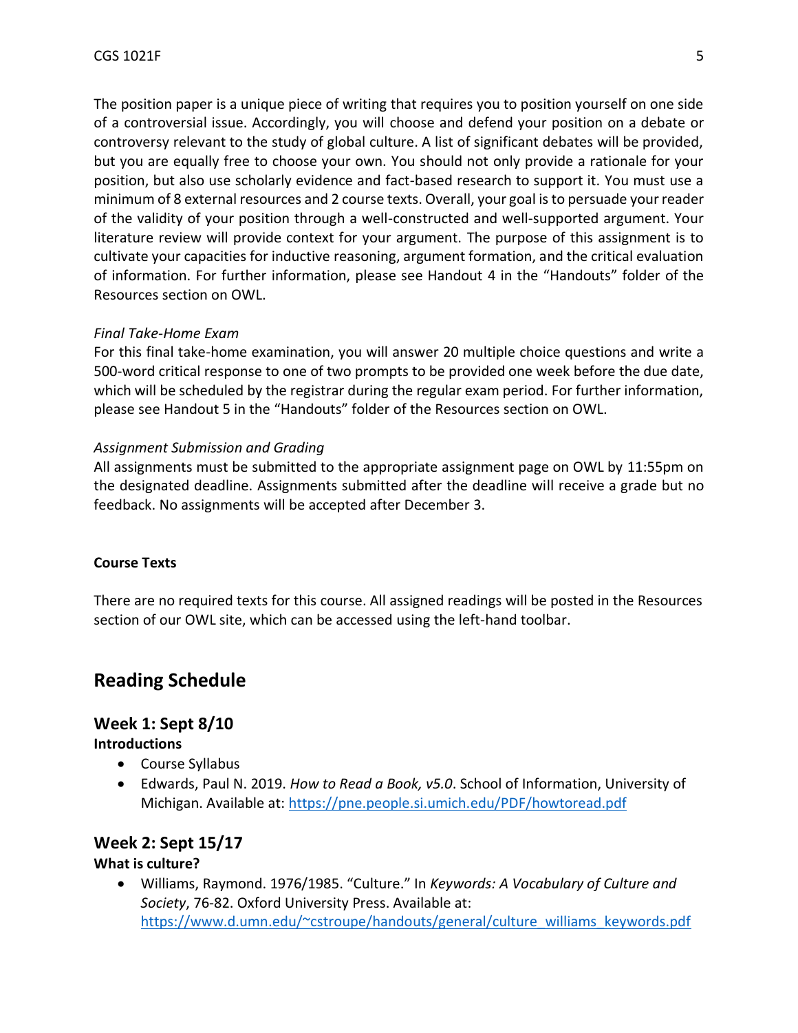The position paper is a unique piece of writing that requires you to position yourself on one side of a controversial issue. Accordingly, you will choose and defend your position on a debate or controversy relevant to the study of global culture. A list of significant debates will be provided, but you are equally free to choose your own. You should not only provide a rationale for your position, but also use scholarly evidence and fact-based research to support it. You must use a minimum of 8 external resources and 2 course texts. Overall, your goal is to persuade your reader of the validity of your position through a well-constructed and well-supported argument. Your literature review will provide context for your argument. The purpose of this assignment is to cultivate your capacities for inductive reasoning, argument formation, and the critical evaluation of information. For further information, please see Handout 4 in the "Handouts" folder of the Resources section on OWL.

*Final Take-Home Exam*

For this final take-home examination, you will answer 20 multiple choice questions and write a 500-word critical response to one of two prompts to be provided one week before the due date, which will be scheduled by the registrar during the regular exam period. For further information, please see Handout 5 in the "Handouts" folder of the Resources section on OWL.

*Assignment Submission and Grading*

All assignments must be submitted to the appropriate assignment page on OWL by 11:55pm on the designated deadline. Assignments submitted after the deadline will receive a grade but no feedback. No assignments will be accepted after December 3.

**Course Texts**

There are no required texts for this course. All assigned readings will be posted in the Resources section of our OWL site, which can be accessed using the left-hand toolbar.

## Reading Schedule

### Week 1: Sept 8/10

**Introductions**

- Course Syllabus
- Edwards, Paul N. 2019. *How to Read a Book, v5.0*. School of Information, University of Michigan. Available at: https://pne.people.si.umich.edu/PDF/howtoread.pdf

### Week 2: Sept 15/17

**What is culture?**

- Williams, Raymond. 1976/1985. "Culture." In *Keywords: A Vocabulary of Culture and Society*, 76-82. Oxford University Press. Available at: https://www.d.umn.edu/~cstroupe/handouts/general/culture_williams_keywords.pdf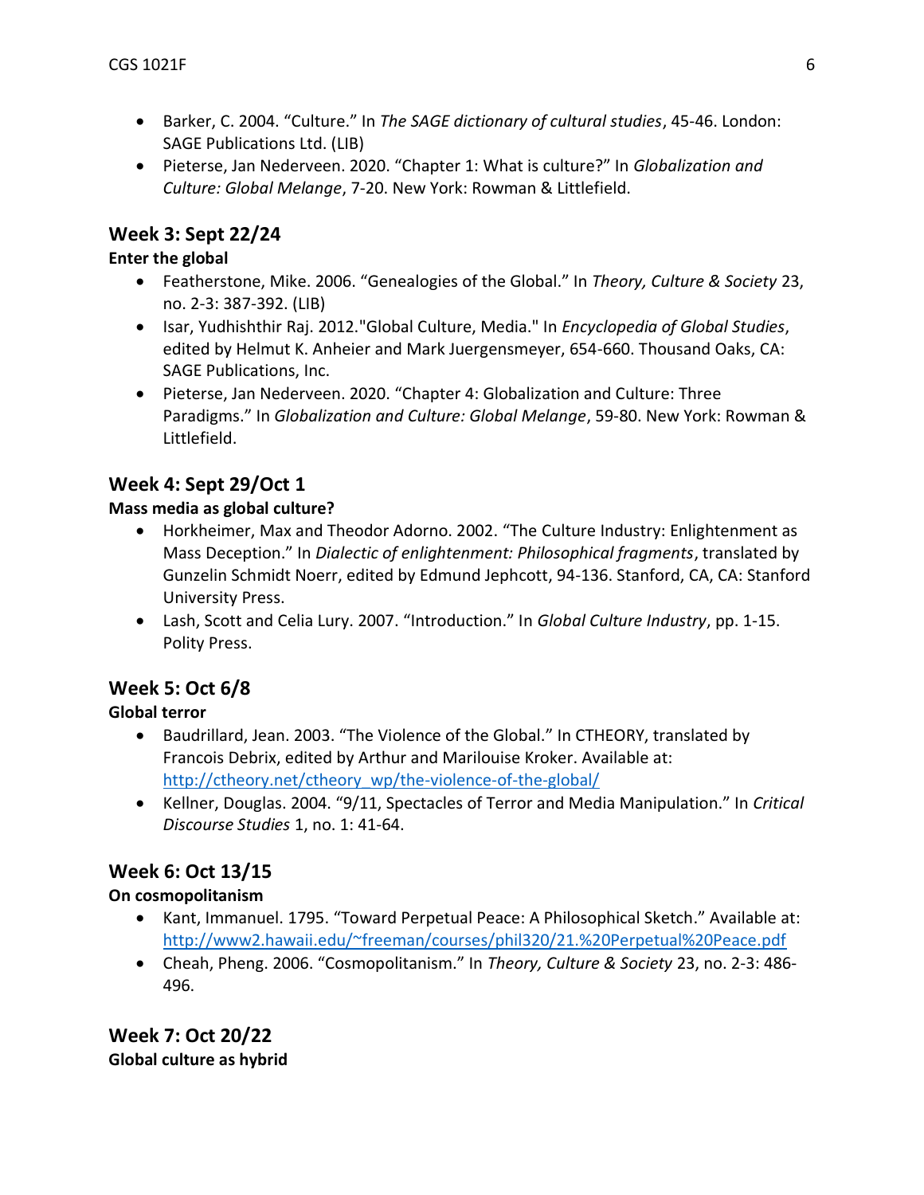- Barker, C. 2004. “Culture.” In *The SAGE dictionary of cultural studies*, 45-46. London: SAGE Publications Ltd. (LIB)
- Pieterse, Jan Nederveen. 2020. “Chapter 1: What is culture?” In *Globalization and Culture: Global Melange*, 7-20. New York: Rowman & Littlefield.

## Week 3: Sept 22/24

**Enter the global**

- Featherstone, Mike. 2006. “Genealogies of the Global.” In *Theory, Culture & Society* 23, no. 2-3: 387-392. (LIB)
- Isar, Yudhishthir Raj. 2012."Global Culture, Media." In *Encyclopedia of Global Studies*, edited by Helmut K. Anheier and Mark Juergensmeyer, 654-660. Thousand Oaks, CA: SAGE Publications, Inc.
- Pieterse, Jan Nederveen. 2020. “Chapter 4: Globalization and Culture: Three Paradigms.” In *Globalization and Culture: Global Melange*, 59-80. New York: Rowman & Littlefield.

## Week 4: Sept 29/Oct 1

**Mass media as global culture?**

- Horkheimer, Max and Theodor Adorno. 2002. “The Culture Industry: Enlightenment as Mass Deception.” In *Dialectic of enlightenment: Philosophical fragments*, translated by Gunzelin Schmidt Noerr, edited by Edmund Jephcott, 94-136. Stanford, CA, CA: Stanford University Press.
- Lash, Scott and Celia Lury. 2007. “Introduction.” In *Global Culture Industry*, pp. 1-15. Polity Press.

## Week 5: Oct 6/8

**Global terror**

- Baudrillard, Jean. 2003. “The Violence of the Global.” In CTHEORY, translated by Francois Debrix, edited by Arthur and Marilouise Kroker. Available at: http://ctheory.net/ctheory_wp/the-violence-of-the-global/
- Kellner, Douglas. 2004. “9/11, Spectacles of Terror and Media Manipulation.” In *Critical Discourse Studies* 1, no. 1: 41-64.

## Week 6: Oct 13/15

**On cosmopolitanism**

- Kant, Immanuel. 1795. “Toward Perpetual Peace: A Philosophical Sketch.” Available at: http://www2.hawaii.edu/~freeman/courses/phil320/21.%20Perpetual%20Peace.pdf
- Cheah, Pheng. 2006. “Cosmopolitanism.” In *Theory, Culture & Society* 23, no. 2-3: 486-496.

## Week 7: Oct 20/22

**Global culture as hybrid**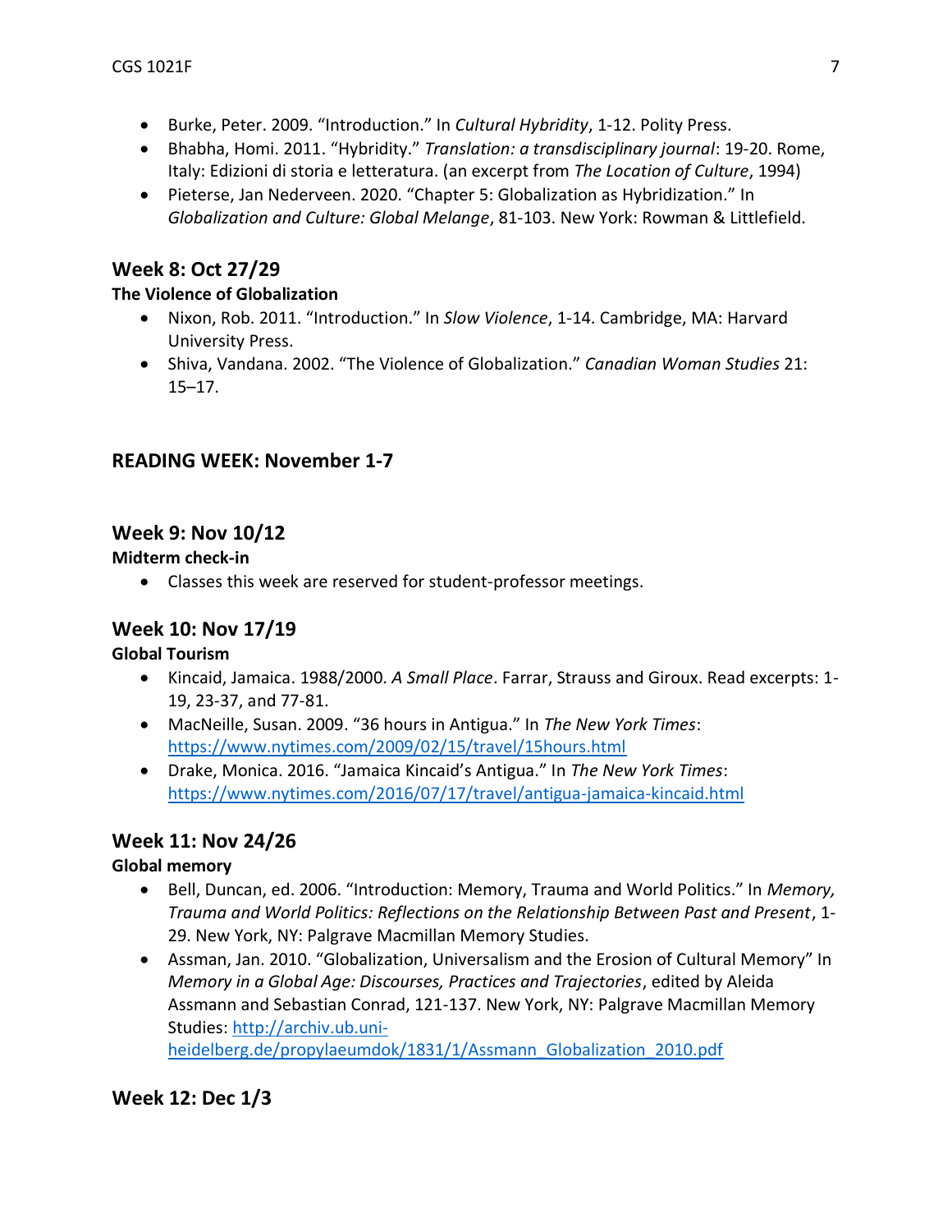- Burke, Peter. 2009. “Introduction.” In *Cultural Hybridity*, 1-12. Polity Press.
- Bhabha, Homi. 2011. “Hybridity.” *Translation: a transdisciplinary journal*: 19-20. Rome, Italy: Edizioni di storia e letteratura. (an excerpt from *The Location of Culture*, 1994)
- Pieterse, Jan Nederveen. 2020. “Chapter 5: Globalization as Hybridization.” In *Globalization and Culture: Global Melange*, 81-103. New York: Rowman & Littlefield.

## Week 8: Oct 27/29

**The Violence of Globalization**

- Nixon, Rob. 2011. “Introduction.” In *Slow Violence*, 1-14. Cambridge, MA: Harvard University Press.
- Shiva, Vandana. 2002. “The Violence of Globalization.” *Canadian Woman Studies* 21: 15–17.

## READING WEEK: November 1-7

## Week 9: Nov 10/12

**Midterm check-in**

- Classes this week are reserved for student-professor meetings.

## Week 10: Nov 17/19

**Global Tourism**

- Kincaid, Jamaica. 1988/2000. *A Small Place*. Farrar, Strauss and Giroux. Read excerpts: 1-19, 23-37, and 77-81.
- MacNeille, Susan. 2009. “36 hours in Antigua.” In *The New York Times*: https://www.nytimes.com/2009/02/15/travel/15hours.html
- Drake, Monica. 2016. “Jamaica Kincaid’s Antigua.” In *The New York Times*: https://www.nytimes.com/2016/07/17/travel/antigua-jamaica-kincaid.html

## Week 11: Nov 24/26

**Global memory**

- Bell, Duncan, ed. 2006. “Introduction: Memory, Trauma and World Politics.” In *Memory, Trauma and World Politics: Reflections on the Relationship Between Past and Present*, 1-29. New York, NY: Palgrave Macmillan Memory Studies.
- Assman, Jan. 2010. “Globalization, Universalism and the Erosion of Cultural Memory” In *Memory in a Global Age: Discourses, Practices and Trajectories*, edited by Aleida Assmann and Sebastian Conrad, 121-137. New York, NY: Palgrave Macmillan Memory Studies: http://archiv.ub.uni-heidelberg.de/propylaeumdok/1831/1/Assmann_Globalization_2010.pdf

## Week 12: Dec 1/3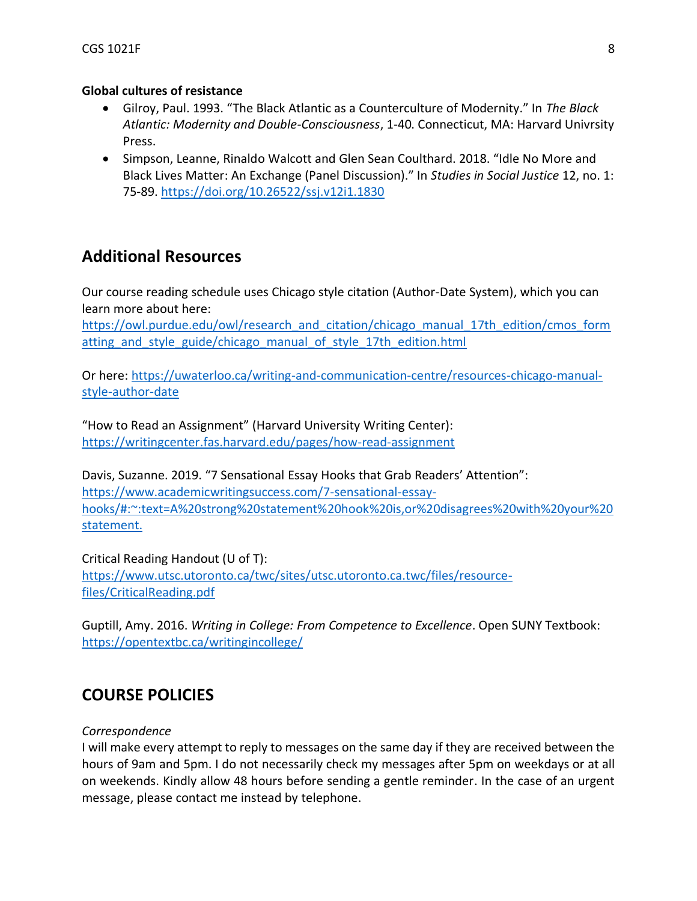**Global cultures of resistance**

- Gilroy, Paul. 1993. "The Black Atlantic as a Counterculture of Modernity." In *The Black Atlantic: Modernity and Double-Consciousness*, 1-40. Connecticut, MA: Harvard Univrsity Press.
- Simpson, Leanne, Rinaldo Walcott and Glen Sean Coulthard. 2018. "Idle No More and Black Lives Matter: An Exchange (Panel Discussion)." In *Studies in Social Justice* 12, no. 1: 75-89. https://doi.org/10.26522/ssj.v12i1.1830

## Additional Resources

Our course reading schedule uses Chicago style citation (Author-Date System), which you can learn more about here: https://owl.purdue.edu/owl/research_and_citation/chicago_manual_17th_edition/cmos_formatting_and_style_guide/chicago_manual_of_style_17th_edition.html

Or here: https://uwaterloo.ca/writing-and-communication-centre/resources-chicago-manual-style-author-date

"How to Read an Assignment" (Harvard University Writing Center): https://writingcenter.fas.harvard.edu/pages/how-read-assignment

Davis, Suzanne. 2019. "7 Sensational Essay Hooks that Grab Readers' Attention": https://www.academicwritingsuccess.com/7-sensational-essay-hooks/#:~:text=A%20strong%20statement%20hook%20is,or%20disagrees%20with%20your%20statement.

Critical Reading Handout (U of T): https://www.utsc.utoronto.ca/twc/sites/utsc.utoronto.ca.twc/files/resource-files/CriticalReading.pdf

Guptill, Amy. 2016. *Writing in College: From Competence to Excellence*. Open SUNY Textbook: https://opentextbc.ca/writingincollege/

## COURSE POLICIES

*Correspondence*

I will make every attempt to reply to messages on the same day if they are received between the hours of 9am and 5pm. I do not necessarily check my messages after 5pm on weekdays or at all on weekends. Kindly allow 48 hours before sending a gentle reminder. In the case of an urgent message, please contact me instead by telephone.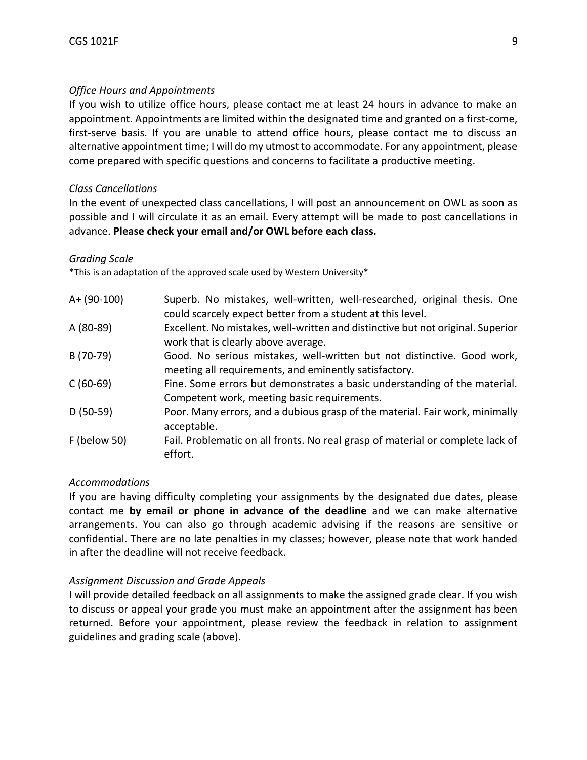*Office Hours and Appointments*

If you wish to utilize office hours, please contact me at least 24 hours in advance to make an appointment. Appointments are limited within the designated time and granted on a first-come, first-serve basis. If you are unable to attend office hours, please contact me to discuss an alternative appointment time; I will do my utmost to accommodate. For any appointment, please come prepared with specific questions and concerns to facilitate a productive meeting.

*Class Cancellations*

In the event of unexpected class cancellations, I will post an announcement on OWL as soon as possible and I will circulate it as an email. Every attempt will be made to post cancellations in advance. **Please check your email and/or OWL before each class.**

*Grading Scale*

*This is an adaptation of the approved scale used by Western University*

| | |
|---|---|
| A+ (90-100) | Superb. No mistakes, well-written, well-researched, original thesis. One could scarcely expect better from a student at this level. |
| A (80-89) | Excellent. No mistakes, well-written and distinctive but not original. Superior work that is clearly above average. |
| B (70-79) | Good. No serious mistakes, well-written but not distinctive. Good work, meeting all requirements, and eminently satisfactory. |
| C (60-69) | Fine. Some errors but demonstrates a basic understanding of the material. Competent work, meeting basic requirements. |
| D (50-59) | Poor. Many errors, and a dubious grasp of the material. Fair work, minimally acceptable. |
| F (below 50) | Fail. Problematic on all fronts. No real grasp of material or complete lack of effort. |

*Accommodations*

If you are having difficulty completing your assignments by the designated due dates, please contact me **by email or phone in advance of the deadline** and we can make alternative arrangements. You can also go through academic advising if the reasons are sensitive or confidential. There are no late penalties in my classes; however, please note that work handed in after the deadline will not receive feedback.

*Assignment Discussion and Grade Appeals*

I will provide detailed feedback on all assignments to make the assigned grade clear. If you wish to discuss or appeal your grade you must make an appointment after the assignment has been returned. Before your appointment, please review the feedback in relation to assignment guidelines and grading scale (above).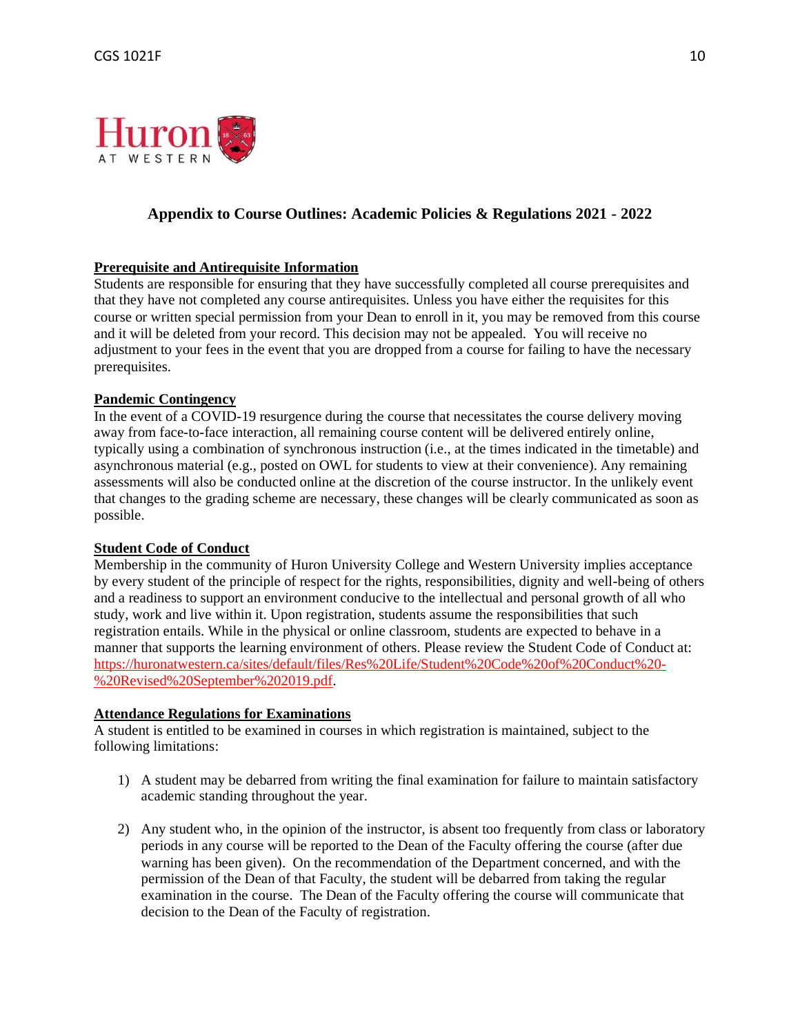## Appendix to Course Outlines: Academic Policies & Regulations 2021 - 2022

### Prerequisite and Antirequisite Information

Students are responsible for ensuring that they have successfully completed all course prerequisites and that they have not completed any course antirequisites. Unless you have either the requisites for this course or written special permission from your Dean to enroll in it, you may be removed from this course and it will be deleted from your record. This decision may not be appealed. You will receive no adjustment to your fees in the event that you are dropped from a course for failing to have the necessary prerequisites.

### Pandemic Contingency

In the event of a COVID-19 resurgence during the course that necessitates the course delivery moving away from face-to-face interaction, all remaining course content will be delivered entirely online, typically using a combination of synchronous instruction (i.e., at the times indicated in the timetable) and asynchronous material (e.g., posted on OWL for students to view at their convenience). Any remaining assessments will also be conducted online at the discretion of the course instructor. In the unlikely event that changes to the grading scheme are necessary, these changes will be clearly communicated as soon as possible.

### Student Code of Conduct

Membership in the community of Huron University College and Western University implies acceptance by every student of the principle of respect for the rights, responsibilities, dignity and well-being of others and a readiness to support an environment conducive to the intellectual and personal growth of all who study, work and live within it. Upon registration, students assume the responsibilities that such registration entails. While in the physical or online classroom, students are expected to behave in a manner that supports the learning environment of others. Please review the Student Code of Conduct at: https://huronatwestern.ca/sites/default/files/Res%20Life/Student%20Code%20of%20Conduct%20-%20Revised%20September%202019.pdf.

### Attendance Regulations for Examinations

A student is entitled to be examined in courses in which registration is maintained, subject to the following limitations:

1) A student may be debarred from writing the final examination for failure to maintain satisfactory academic standing throughout the year.

2) Any student who, in the opinion of the instructor, is absent too frequently from class or laboratory periods in any course will be reported to the Dean of the Faculty offering the course (after due warning has been given). On the recommendation of the Department concerned, and with the permission of the Dean of that Faculty, the student will be debarred from taking the regular examination in the course. The Dean of the Faculty offering the course will communicate that decision to the Dean of the Faculty of registration.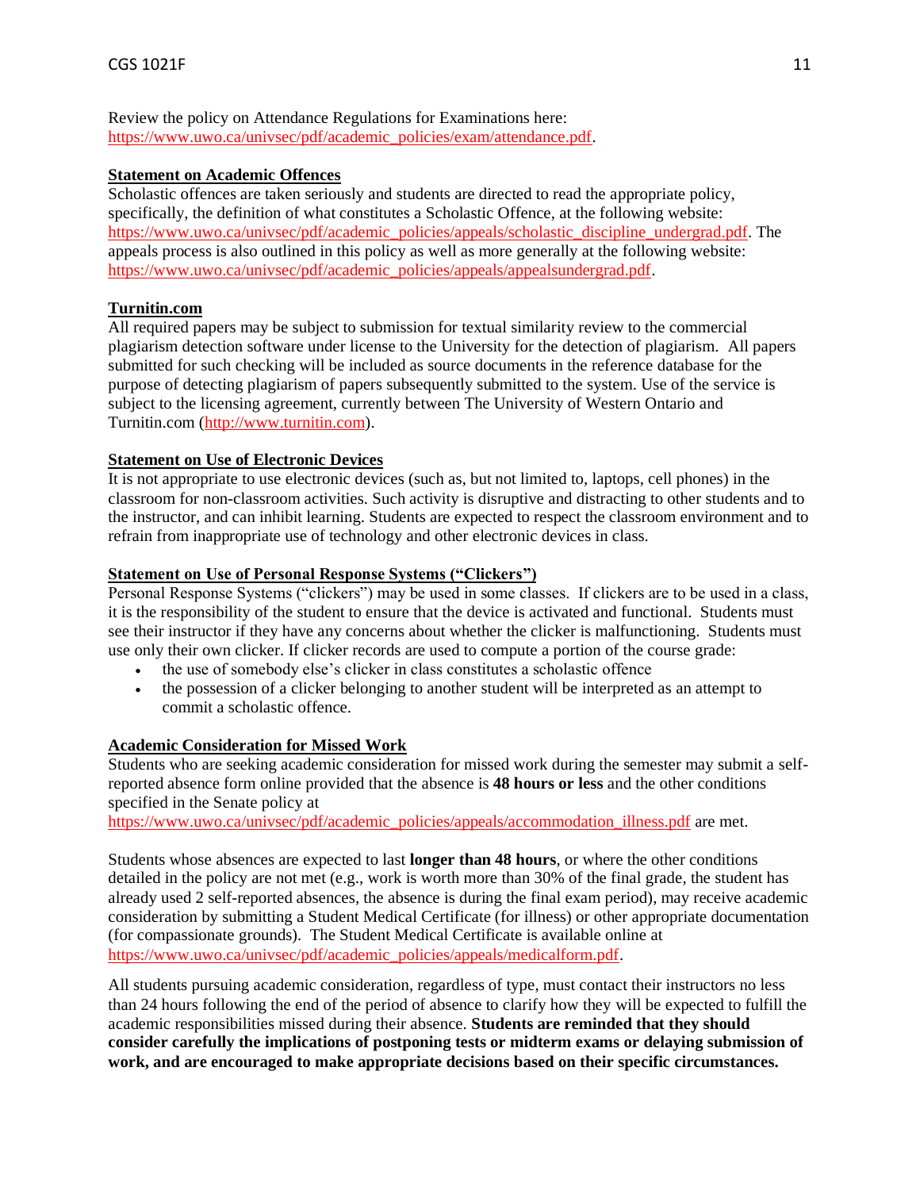Review the policy on Attendance Regulations for Examinations here: https://www.uwo.ca/univsec/pdf/academic_policies/exam/attendance.pdf.

**Statement on Academic Offences**

Scholastic offences are taken seriously and students are directed to read the appropriate policy, specifically, the definition of what constitutes a Scholastic Offence, at the following website: https://www.uwo.ca/univsec/pdf/academic_policies/appeals/scholastic_discipline_undergrad.pdf. The appeals process is also outlined in this policy as well as more generally at the following website: https://www.uwo.ca/univsec/pdf/academic_policies/appeals/appealsundergrad.pdf.

**Turnitin.com**

All required papers may be subject to submission for textual similarity review to the commercial plagiarism detection software under license to the University for the detection of plagiarism. All papers submitted for such checking will be included as source documents in the reference database for the purpose of detecting plagiarism of papers subsequently submitted to the system. Use of the service is subject to the licensing agreement, currently between The University of Western Ontario and Turnitin.com (http://www.turnitin.com).

**Statement on Use of Electronic Devices**

It is not appropriate to use electronic devices (such as, but not limited to, laptops, cell phones) in the classroom for non-classroom activities. Such activity is disruptive and distracting to other students and to the instructor, and can inhibit learning. Students are expected to respect the classroom environment and to refrain from inappropriate use of technology and other electronic devices in class.

**Statement on Use of Personal Response Systems ("Clickers")**

Personal Response Systems ("clickers") may be used in some classes. If clickers are to be used in a class, it is the responsibility of the student to ensure that the device is activated and functional. Students must see their instructor if they have any concerns about whether the clicker is malfunctioning. Students must use only their own clicker. If clicker records are used to compute a portion of the course grade:

- the use of somebody else's clicker in class constitutes a scholastic offence
- the possession of a clicker belonging to another student will be interpreted as an attempt to commit a scholastic offence.

**Academic Consideration for Missed Work**

Students who are seeking academic consideration for missed work during the semester may submit a self-reported absence form online provided that the absence is **48 hours or less** and the other conditions specified in the Senate policy at https://www.uwo.ca/univsec/pdf/academic_policies/appeals/accommodation_illness.pdf are met.

Students whose absences are expected to last **longer than 48 hours**, or where the other conditions detailed in the policy are not met (e.g., work is worth more than 30% of the final grade, the student has already used 2 self-reported absences, the absence is during the final exam period), may receive academic consideration by submitting a Student Medical Certificate (for illness) or other appropriate documentation (for compassionate grounds). The Student Medical Certificate is available online at https://www.uwo.ca/univsec/pdf/academic_policies/appeals/medicalform.pdf.

All students pursuing academic consideration, regardless of type, must contact their instructors no less than 24 hours following the end of the period of absence to clarify how they will be expected to fulfill the academic responsibilities missed during their absence. **Students are reminded that they should consider carefully the implications of postponing tests or midterm exams or delaying submission of work, and are encouraged to make appropriate decisions based on their specific circumstances.**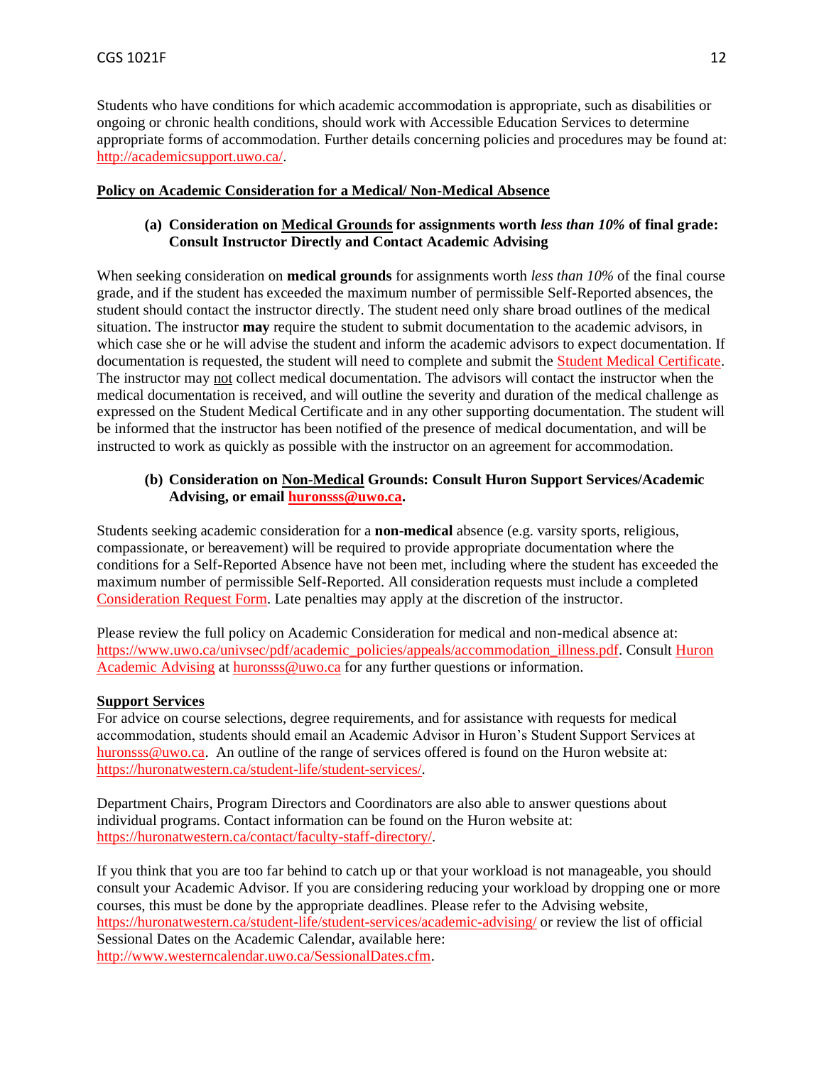Students who have conditions for which academic accommodation is appropriate, such as disabilities or ongoing or chronic health conditions, should work with Accessible Education Services to determine appropriate forms of accommodation. Further details concerning policies and procedures may be found at: http://academicsupport.uwo.ca/.

## Policy on Academic Consideration for a Medical/ Non-Medical Absence

### (a) Consideration on Medical Grounds for assignments worth *less than 10%* of final grade: Consult Instructor Directly and Contact Academic Advising

When seeking consideration on **medical grounds** for assignments worth *less than 10%* of the final course grade, and if the student has exceeded the maximum number of permissible Self-Reported absences, the student should contact the instructor directly. The student need only share broad outlines of the medical situation. The instructor **may** require the student to submit documentation to the academic advisors, in which case she or he will advise the student and inform the academic advisors to expect documentation. If documentation is requested, the student will need to complete and submit the Student Medical Certificate. The instructor may not collect medical documentation. The advisors will contact the instructor when the medical documentation is received, and will outline the severity and duration of the medical challenge as expressed on the Student Medical Certificate and in any other supporting documentation. The student will be informed that the instructor has been notified of the presence of medical documentation, and will be instructed to work as quickly as possible with the instructor on an agreement for accommodation.

### (b) Consideration on Non-Medical Grounds: Consult Huron Support Services/Academic Advising, or email huronsss@uwo.ca.

Students seeking academic consideration for a **non-medical** absence (e.g. varsity sports, religious, compassionate, or bereavement) will be required to provide appropriate documentation where the conditions for a Self-Reported Absence have not been met, including where the student has exceeded the maximum number of permissible Self-Reported. All consideration requests must include a completed Consideration Request Form. Late penalties may apply at the discretion of the instructor.

Please review the full policy on Academic Consideration for medical and non-medical absence at: https://www.uwo.ca/univsec/pdf/academic_policies/appeals/accommodation_illness.pdf. Consult Huron Academic Advising at huronsss@uwo.ca for any further questions or information.

## Support Services

For advice on course selections, degree requirements, and for assistance with requests for medical accommodation, students should email an Academic Advisor in Huron's Student Support Services at huronsss@uwo.ca. An outline of the range of services offered is found on the Huron website at: https://huronatwestern.ca/student-life/student-services/.

Department Chairs, Program Directors and Coordinators are also able to answer questions about individual programs. Contact information can be found on the Huron website at: https://huronatwestern.ca/contact/faculty-staff-directory/.

If you think that you are too far behind to catch up or that your workload is not manageable, you should consult your Academic Advisor. If you are considering reducing your workload by dropping one or more courses, this must be done by the appropriate deadlines. Please refer to the Advising website, https://huronatwestern.ca/student-life/student-services/academic-advising/ or review the list of official Sessional Dates on the Academic Calendar, available here: http://www.westerncalendar.uwo.ca/SessionalDates.cfm.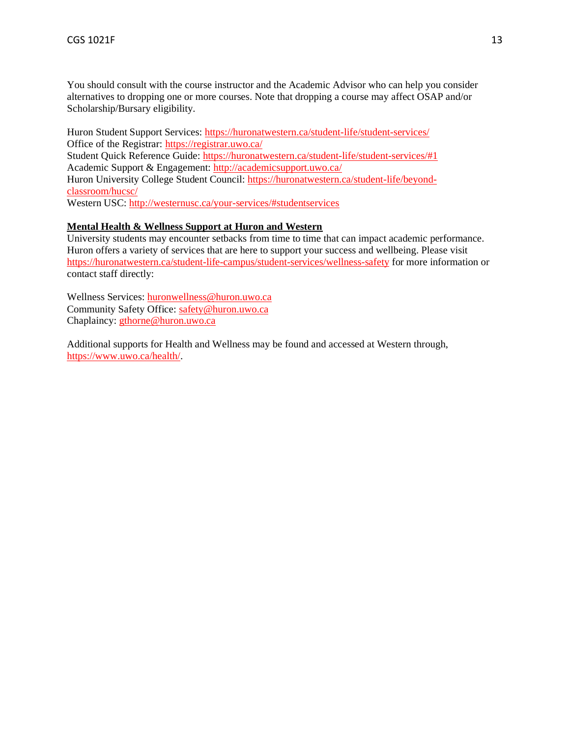You should consult with the course instructor and the Academic Advisor who can help you consider alternatives to dropping one or more courses. Note that dropping a course may affect OSAP and/or Scholarship/Bursary eligibility.

Huron Student Support Services: https://huronatwestern.ca/student-life/student-services/
Office of the Registrar: https://registrar.uwo.ca/
Student Quick Reference Guide: https://huronatwestern.ca/student-life/student-services/#1
Academic Support & Engagement: http://academicsupport.uwo.ca/
Huron University College Student Council: https://huronatwestern.ca/student-life/beyond-classroom/hucsc/
Western USC: http://westernusc.ca/your-services/#studentservices

**Mental Health & Wellness Support at Huron and Western**

University students may encounter setbacks from time to time that can impact academic performance. Huron offers a variety of services that are here to support your success and wellbeing. Please visit https://huronatwestern.ca/student-life-campus/student-services/wellness-safety for more information or contact staff directly:

Wellness Services: huronwellness@huron.uwo.ca
Community Safety Office: safety@huron.uwo.ca
Chaplaincy: gthorne@huron.uwo.ca

Additional supports for Health and Wellness may be found and accessed at Western through, https://www.uwo.ca/health/.